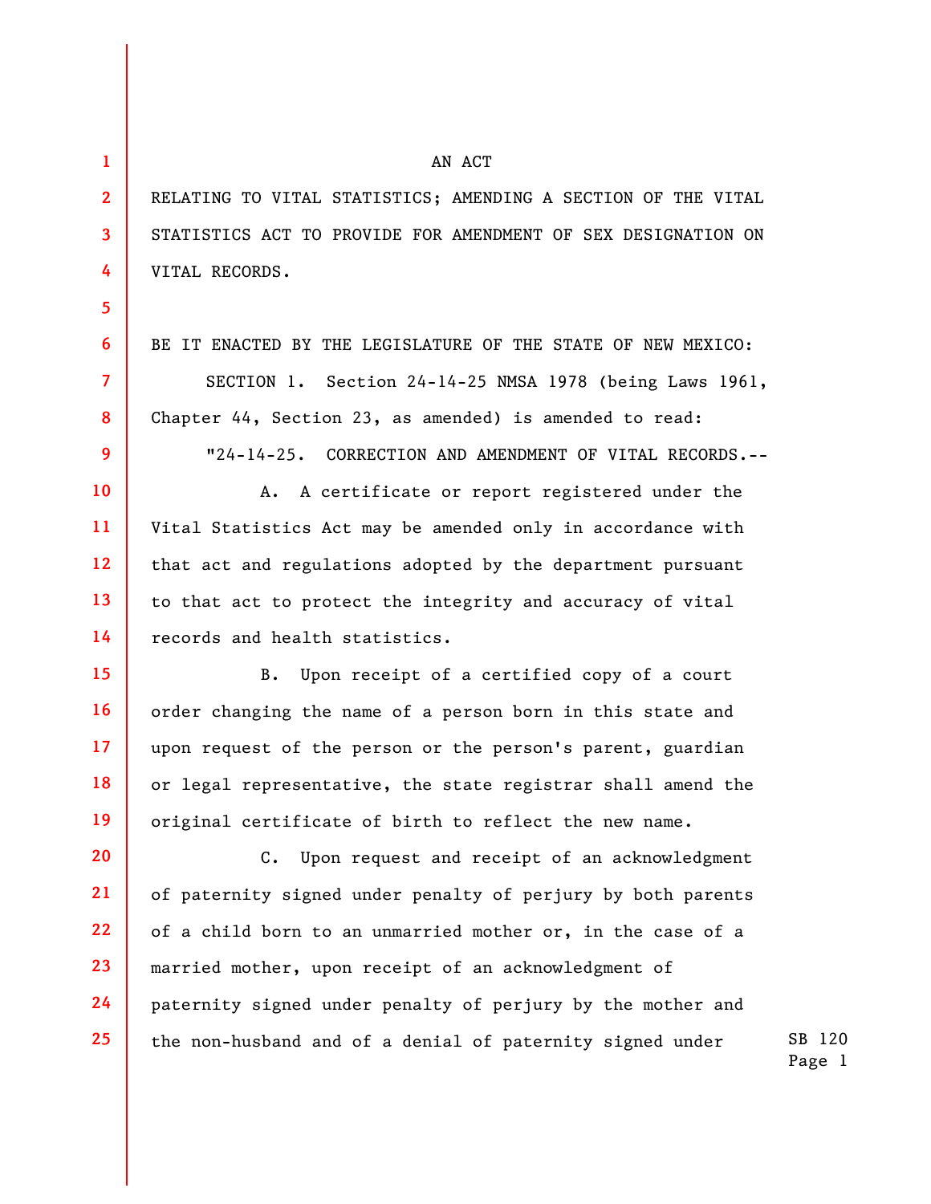AN ACT

RELATING TO VITAL STATISTICS; AMENDING A SECTION OF THE VITAL STATISTICS ACT TO PROVIDE FOR AMENDMENT OF SEX DESIGNATION ON VITAL RECORDS.

BE IT ENACTED BY THE LEGISLATURE OF THE STATE OF NEW MEXICO:

SECTION 1. Section 24-14-25 NMSA 1978 (being Laws 1961, Chapter 44, Section 23, as amended) is amended to read:

"24-14-25. CORRECTION AND AMENDMENT OF VITAL RECORDS.--

A. A certificate or report registered under the Vital Statistics Act may be amended only in accordance with that act and regulations adopted by the department pursuant to that act to protect the integrity and accuracy of vital records and health statistics.

B. Upon receipt of a certified copy of a court order changing the name of a person born in this state and upon request of the person or the person's parent, guardian or legal representative, the state registrar shall amend the original certificate of birth to reflect the new name.

C. Upon request and receipt of an acknowledgment of paternity signed under penalty of perjury by both parents of a child born to an unmarried mother or, in the case of a married mother, upon receipt of an acknowledgment of paternity signed under penalty of perjury by the mother and the non-husband and of a denial of paternity signed under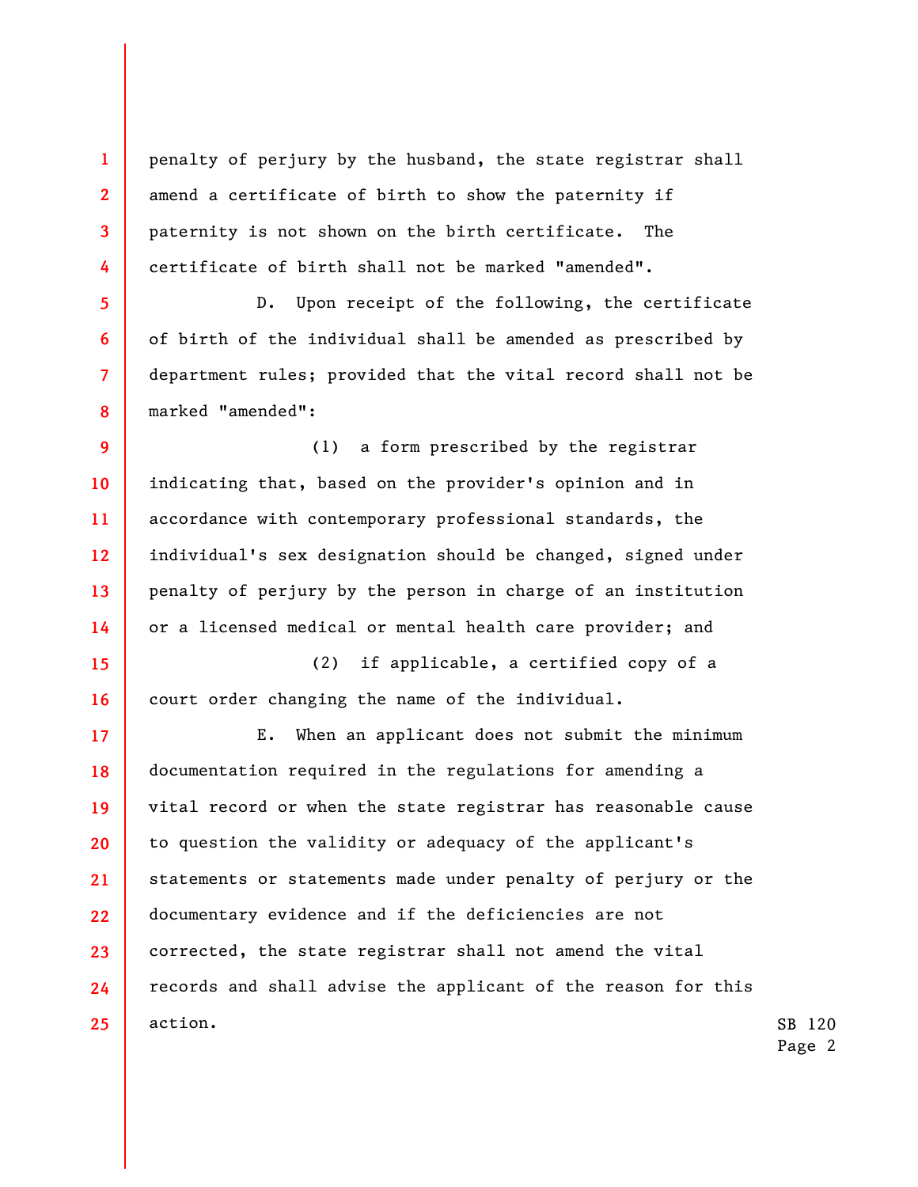penalty of perjury by the husband, the state registrar shall amend a certificate of birth to show the paternity if paternity is not shown on the birth certificate. The certificate of birth shall not be marked "amended".

D. Upon receipt of the following, the certificate of birth of the individual shall be amended as prescribed by department rules; provided that the vital record shall not be marked "amended":

(1) a form prescribed by the registrar indicating that, based on the provider's opinion and in accordance with contemporary professional standards, the individual's sex designation should be changed, signed under penalty of perjury by the person in charge of an institution or a licensed medical or mental health care provider; and

(2) if applicable, a certified copy of a court order changing the name of the individual.

E. When an applicant does not submit the minimum documentation required in the regulations for amending a vital record or when the state registrar has reasonable cause to question the validity or adequacy of the applicant's statements or statements made under penalty of perjury or the documentary evidence and if the deficiencies are not corrected, the state registrar shall not amend the vital records and shall advise the applicant of the reason for this action.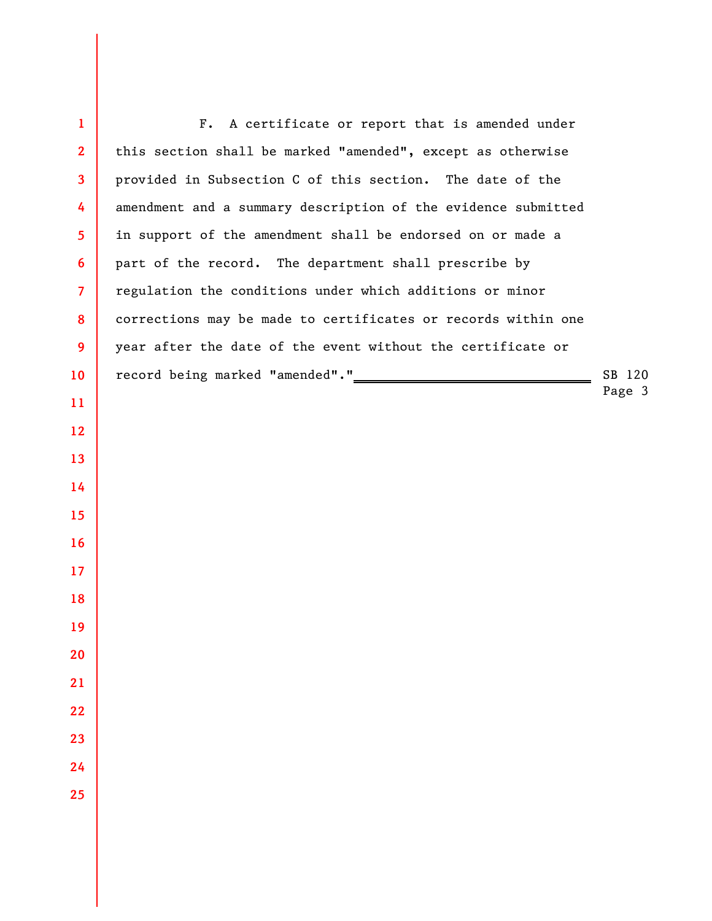F. A certificate or report that is amended under this section shall be marked "amended", except as otherwise provided in Subsection C of this section. The date of the amendment and a summary description of the evidence submitted in support of the amendment shall be endorsed on or made a part of the record. The department shall prescribe by regulation the conditions under which additions or minor corrections may be made to certificates or records within one year after the date of the event without the certificate or record being marked "amended"."